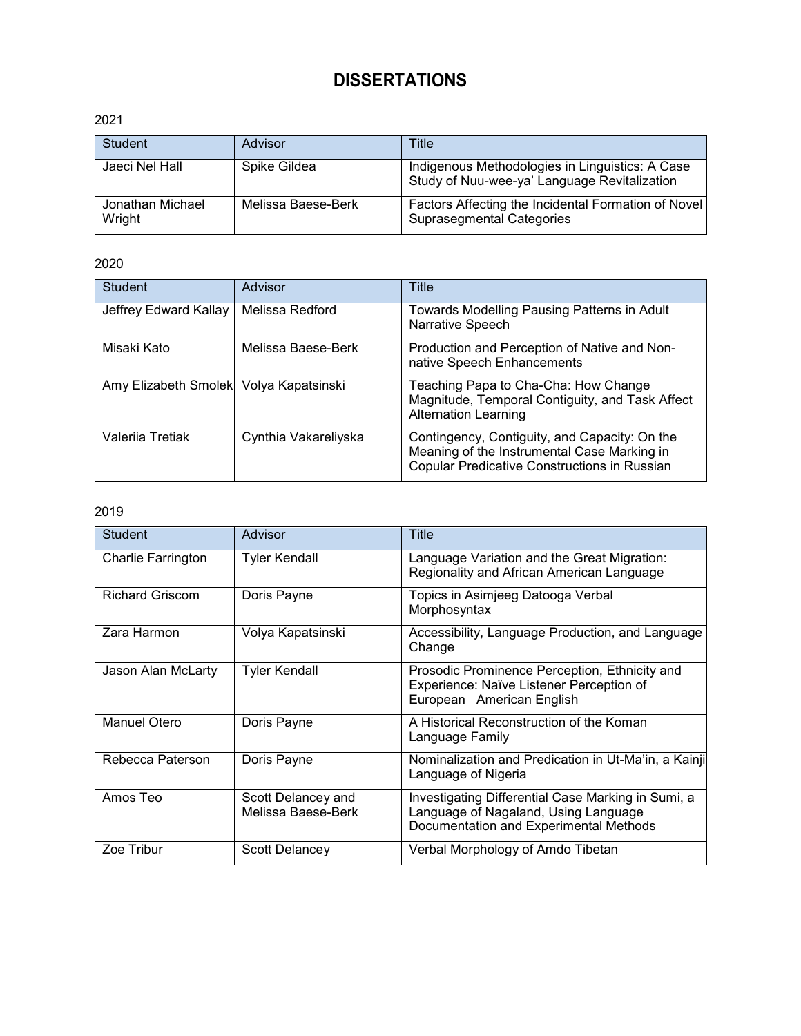# DISSERTATIONS

2021

| Student | Advisor | Title |
|---|---|---|
| Jaeci Nel Hall | Spike Gildea | Indigenous Methodologies in Linguistics: A Case Study of Nuu-wee-ya' Language Revitalization |
| Jonathan Michael Wright | Melissa Baese-Berk | Factors Affecting the Incidental Formation of Novel Suprasegmental Categories |

2020

| Student | Advisor | Title |
|---|---|---|
| Jeffrey Edward Kallay | Melissa Redford | Towards Modelling Pausing Patterns in Adult Narrative Speech |
| Misaki Kato | Melissa Baese-Berk | Production and Perception of Native and Non-native Speech Enhancements |
| Amy Elizabeth Smolek | Volya Kapatsinski | Teaching Papa to Cha-Cha: How Change Magnitude, Temporal Contiguity, and Task Affect Alternation Learning |
| Valeriia Tretiak | Cynthia Vakareliyska | Contingency, Contiguity, and Capacity: On the Meaning of the Instrumental Case Marking in Copular Predicative Constructions in Russian |

2019

| Student | Advisor | Title |
|---|---|---|
| Charlie Farrington | Tyler Kendall | Language Variation and the Great Migration: Regionality and African American Language |
| Richard Griscom | Doris Payne | Topics in Asimjeeg Datooga Verbal Morphosyntax |
| Zara Harmon | Volya Kapatsinski | Accessibility, Language Production, and Language Change |
| Jason Alan McLarty | Tyler Kendall | Prosodic Prominence Perception, Ethnicity and Experience: Naïve Listener Perception of European American English |
| Manuel Otero | Doris Payne | A Historical Reconstruction of the Koman Language Family |
| Rebecca Paterson | Doris Payne | Nominalization and Predication in Ut-Ma'in, a Kainji Language of Nigeria |
| Amos Teo | Scott Delancey and Melissa Baese-Berk | Investigating Differential Case Marking in Sumi, a Language of Nagaland, Using Language Documentation and Experimental Methods |
| Zoe Tribur | Scott Delancey | Verbal Morphology of Amdo Tibetan |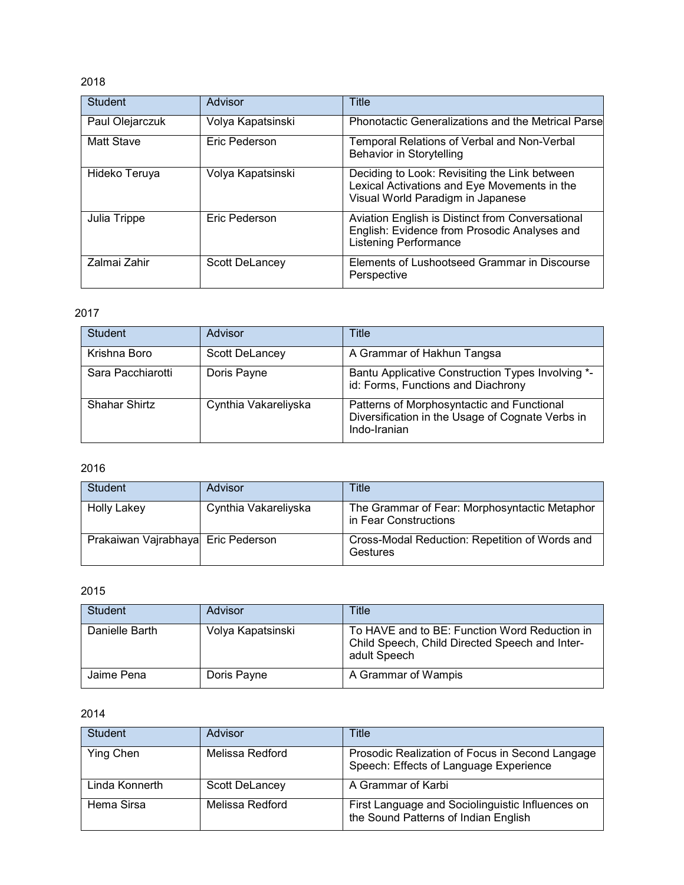2018

| Student | Advisor | Title |
|---|---|---|
| Paul Olejarczuk | Volya Kapatsinski | Phonotactic Generalizations and the Metrical Parse |
| Matt Stave | Eric Pederson | Temporal Relations of Verbal and Non-Verbal Behavior in Storytelling |
| Hideko Teruya | Volya Kapatsinski | Deciding to Look: Revisiting the Link between Lexical Activations and Eye Movements in the Visual World Paradigm in Japanese |
| Julia Trippe | Eric Pederson | Aviation English is Distinct from Conversational English: Evidence from Prosodic Analyses and Listening Performance |
| Zalmai Zahir | Scott DeLancey | Elements of Lushootseed Grammar in Discourse Perspective |

2017

| Student | Advisor | Title |
|---|---|---|
| Krishna Boro | Scott DeLancey | A Grammar of Hakhun Tangsa |
| Sara Pacchiarotti | Doris Payne | Bantu Applicative Construction Types Involving *-id: Forms, Functions and Diachrony |
| Shahar Shirtz | Cynthia Vakareliyska | Patterns of Morphosyntactic and Functional Diversification in the Usage of Cognate Verbs in Indo-Iranian |

2016

| Student | Advisor | Title |
|---|---|---|
| Holly Lakey | Cynthia Vakareliyska | The Grammar of Fear: Morphosyntactic Metaphor in Fear Constructions |
| Prakaiwan Vajrabhaya | Eric Pederson | Cross-Modal Reduction: Repetition of Words and Gestures |

2015

| Student | Advisor | Title |
|---|---|---|
| Danielle Barth | Volya Kapatsinski | To HAVE and to BE: Function Word Reduction in Child Speech, Child Directed Speech and Inter-adult Speech |
| Jaime Pena | Doris Payne | A Grammar of Wampis |

2014

| Student | Advisor | Title |
|---|---|---|
| Ying Chen | Melissa Redford | Prosodic Realization of Focus in Second Langage Speech: Effects of Language Experience |
| Linda Konnerth | Scott DeLancey | A Grammar of Karbi |
| Hema Sirsa | Melissa Redford | First Language and Sociolinguistic Influences on the Sound Patterns of Indian English |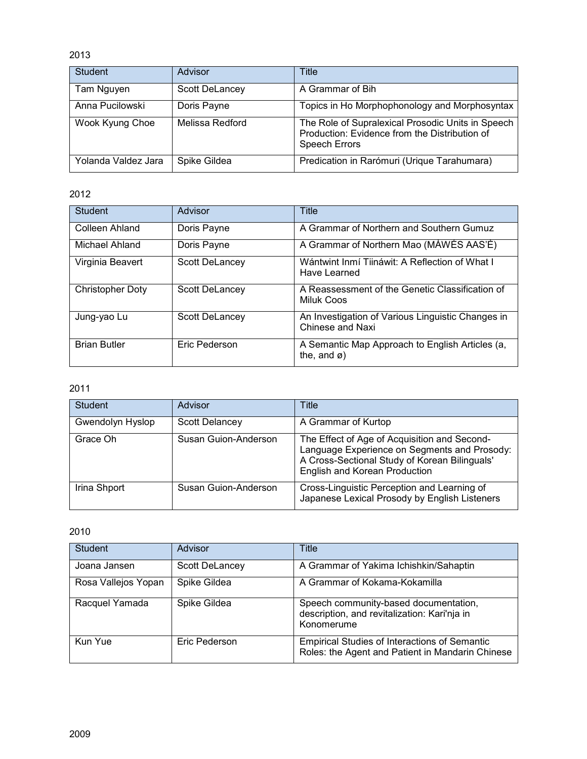2013

| Student | Advisor | Title |
|---|---|---|
| Tam Nguyen | Scott DeLancey | A Grammar of Bih |
| Anna Pucilowski | Doris Payne | Topics in Ho Morphophonology and Morphosyntax |
| Wook Kyung Choe | Melissa Redford | The Role of Supralexical Prosodic Units in Speech Production: Evidence from the Distribution of Speech Errors |
| Yolanda Valdez Jara | Spike Gildea | Predication in Rarómuri (Urique Tarahumara) |

2012

| Student | Advisor | Title |
|---|---|---|
| Colleen Ahland | Doris Payne | A Grammar of Northern and Southern Gumuz |
| Michael Ahland | Doris Payne | A Grammar of Northern Mao (MÀWÉS AAS'È) |
| Virginia Beavert | Scott DeLancey | Wántwint Inmí Tiináwit: A Reflection of What I Have Learned |
| Christopher Doty | Scott DeLancey | A Reassessment of the Genetic Classification of Miluk Coos |
| Jung-yao Lu | Scott DeLancey | An Investigation of Various Linguistic Changes in Chinese and Naxi |
| Brian Butler | Eric Pederson | A Semantic Map Approach to English Articles (a, the, and ø) |

2011

| Student | Advisor | Title |
|---|---|---|
| Gwendolyn Hyslop | Scott Delancey | A Grammar of Kurtop |
| Grace Oh | Susan Guion-Anderson | The Effect of Age of Acquisition and Second-Language Experience on Segments and Prosody: A Cross-Sectional Study of Korean Bilinguals' English and Korean Production |
| Irina Shport | Susan Guion-Anderson | Cross-Linguistic Perception and Learning of Japanese Lexical Prosody by English Listeners |

2010

| Student | Advisor | Title |
|---|---|---|
| Joana Jansen | Scott DeLancey | A Grammar of Yakima Ichishkin/Sahaptin |
| Rosa Vallejos Yopan | Spike Gildea | A Grammar of Kokama-Kokamilla |
| Racquel Yamada | Spike Gildea | Speech community-based documentation, description, and revitalization: Kari'nja in Konomerume |
| Kun Yue | Eric Pederson | Empirical Studies of Interactions of Semantic Roles: the Agent and Patient in Mandarin Chinese |

2009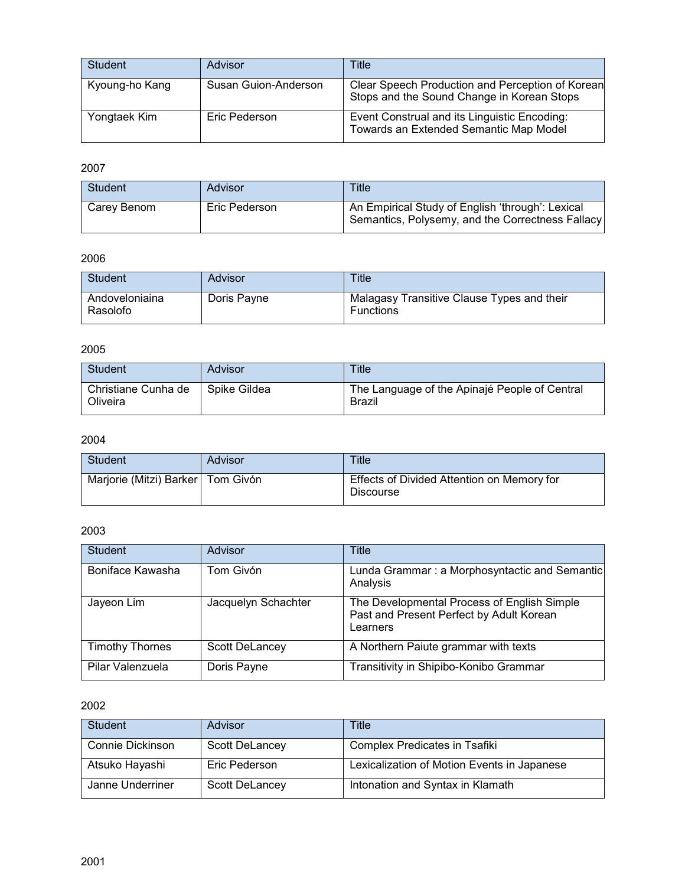| Student | Advisor | Title |
| --- | --- | --- |
| Kyoung-ho Kang | Susan Guion-Anderson | Clear Speech Production and Perception of Korean Stops and the Sound Change in Korean Stops |
| Yongtaek Kim | Eric Pederson | Event Construal and its Linguistic Encoding: Towards an Extended Semantic Map Model |

2007

| Student | Advisor | Title |
| --- | --- | --- |
| Carey Benom | Eric Pederson | An Empirical Study of English 'through': Lexical Semantics, Polysemy, and the Correctness Fallacy |

2006

| Student | Advisor | Title |
| --- | --- | --- |
| Andoveloniaina Rasolofo | Doris Payne | Malagasy Transitive Clause Types and their Functions |

2005

| Student | Advisor | Title |
| --- | --- | --- |
| Christiane Cunha de Oliveira | Spike Gildea | The Language of the Apinajé People of Central Brazil |

2004

| Student | Advisor | Title |
| --- | --- | --- |
| Marjorie (Mitzi) Barker | Tom Givón | Effects of Divided Attention on Memory for Discourse |

2003

| Student | Advisor | Title |
| --- | --- | --- |
| Boniface Kawasha | Tom Givón | Lunda Grammar : a Morphosyntactic and Semantic Analysis |
| Jayeon Lim | Jacquelyn Schachter | The Developmental Process of English Simple Past and Present Perfect by Adult Korean Learners |
| Timothy Thornes | Scott DeLancey | A Northern Paiute grammar with texts |
| Pilar Valenzuela | Doris Payne | Transitivity in Shipibo-Konibo Grammar |

2002

| Student | Advisor | Title |
| --- | --- | --- |
| Connie Dickinson | Scott DeLancey | Complex Predicates in Tsafiki |
| Atsuko Hayashi | Eric Pederson | Lexicalization of Motion Events in Japanese |
| Janne Underriner | Scott DeLancey | Intonation and Syntax in Klamath |

2001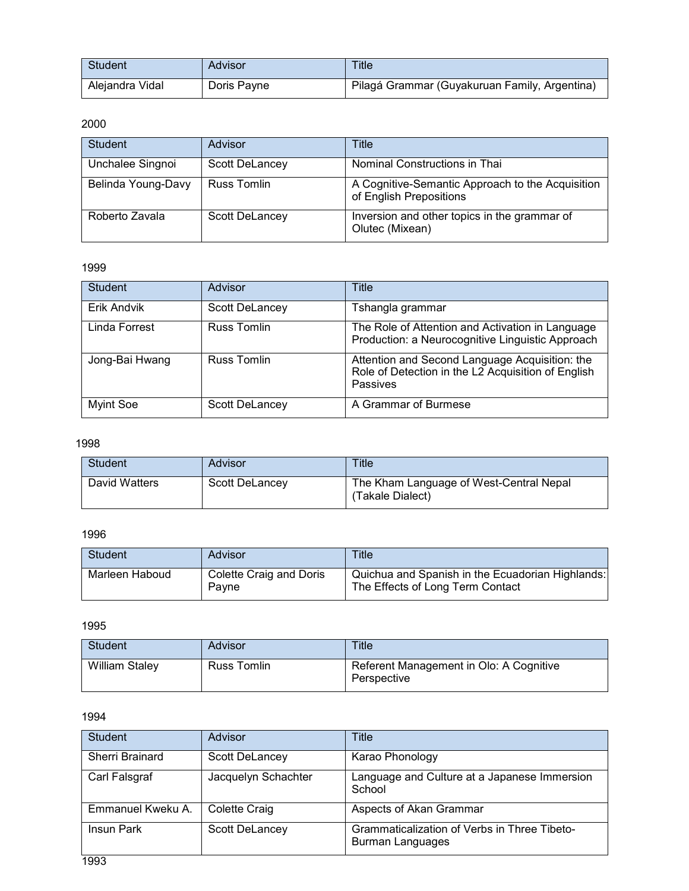| Student | Advisor | Title |
|---|---|---|
| Alejandra Vidal | Doris Payne | Pilagá Grammar (Guyakuruan Family, Argentina) |

2000

| Student | Advisor | Title |
|---|---|---|
| Unchalee Singnoi | Scott DeLancey | Nominal Constructions in Thai |
| Belinda Young-Davy | Russ Tomlin | A Cognitive-Semantic Approach to the Acquisition of English Prepositions |
| Roberto Zavala | Scott DeLancey | Inversion and other topics in the grammar of Olutec (Mixean) |

1999

| Student | Advisor | Title |
|---|---|---|
| Erik Andvik | Scott DeLancey | Tshangla grammar |
| Linda Forrest | Russ Tomlin | The Role of Attention and Activation in Language Production: a Neurocognitive Linguistic Approach |
| Jong-Bai Hwang | Russ Tomlin | Attention and Second Language Acquisition: the Role of Detection in the L2 Acquisition of English Passives |
| Myint Soe | Scott DeLancey | A Grammar of Burmese |

1998

| Student | Advisor | Title |
|---|---|---|
| David Watters | Scott DeLancey | The Kham Language of West-Central Nepal (Takale Dialect) |

1996

| Student | Advisor | Title |
|---|---|---|
| Marleen Haboud | Colette Craig and Doris Payne | Quichua and Spanish in the Ecuadorian Highlands: The Effects of Long Term Contact |

1995

| Student | Advisor | Title |
|---|---|---|
| William Staley | Russ Tomlin | Referent Management in Olo: A Cognitive Perspective |

1994

| Student | Advisor | Title |
|---|---|---|
| Sherri Brainard | Scott DeLancey | Karao Phonology |
| Carl Falsgraf | Jacquelyn Schachter | Language and Culture at a Japanese Immersion School |
| Emmanuel Kweku A. | Colette Craig | Aspects of Akan Grammar |
| Insun Park | Scott DeLancey | Grammaticalization of Verbs in Three Tibeto-Burman Languages |

1993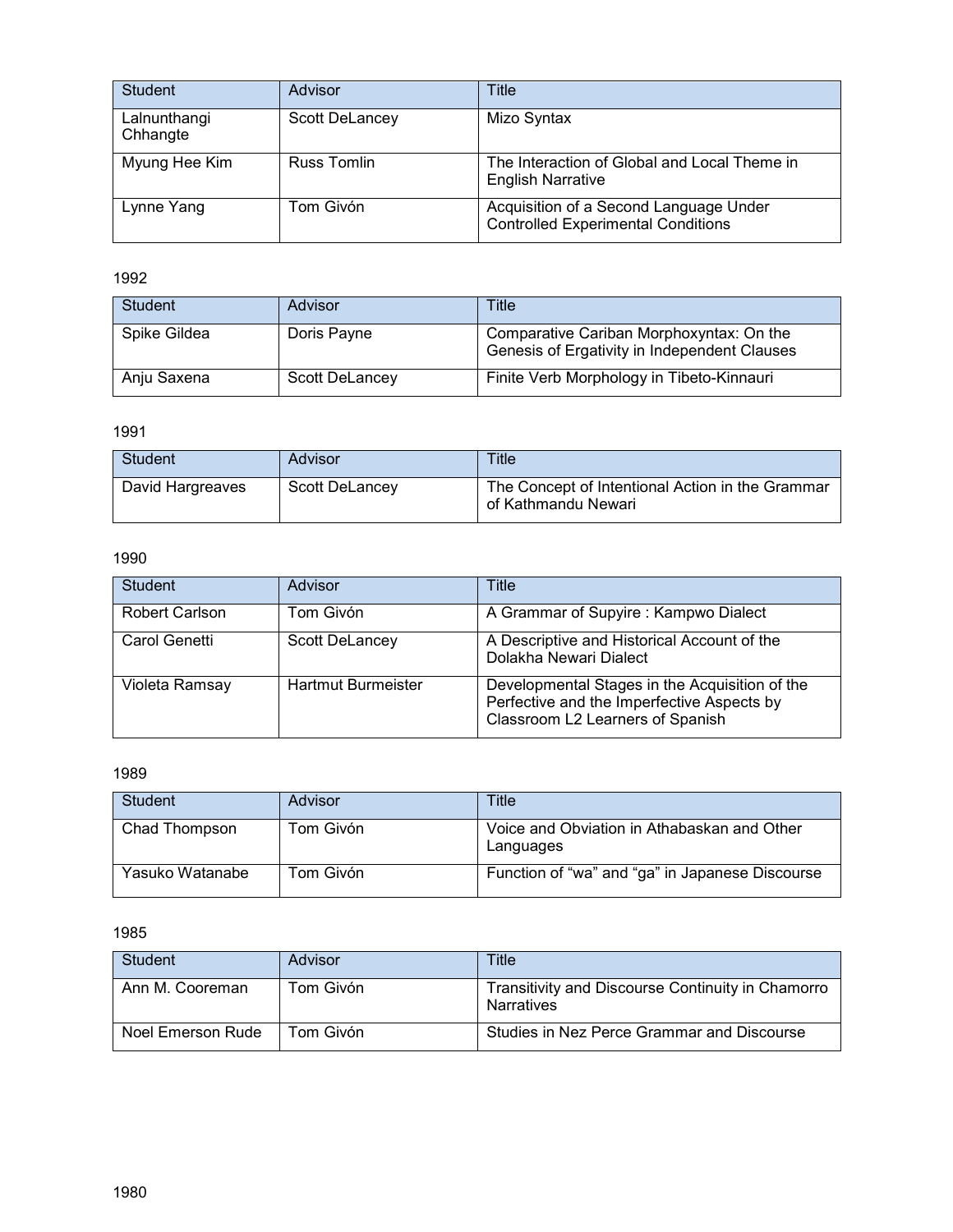| Student | Advisor | Title |
| --- | --- | --- |
| Lalnunthangi Chhangte | Scott DeLancey | Mizo Syntax |
| Myung Hee Kim | Russ Tomlin | The Interaction of Global and Local Theme in English Narrative |
| Lynne Yang | Tom Givón | Acquisition of a Second Language Under Controlled Experimental Conditions |

1992

| Student | Advisor | Title |
| --- | --- | --- |
| Spike Gildea | Doris Payne | Comparative Cariban Morphoxyntax: On the Genesis of Ergativity in Independent Clauses |
| Anju Saxena | Scott DeLancey | Finite Verb Morphology in Tibeto-Kinnauri |

1991

| Student | Advisor | Title |
| --- | --- | --- |
| David Hargreaves | Scott DeLancey | The Concept of Intentional Action in the Grammar of Kathmandu Newari |

1990

| Student | Advisor | Title |
| --- | --- | --- |
| Robert Carlson | Tom Givón | A Grammar of Supyire : Kampwo Dialect |
| Carol Genetti | Scott DeLancey | A Descriptive and Historical Account of the Dolakha Newari Dialect |
| Violeta Ramsay | Hartmut Burmeister | Developmental Stages in the Acquisition of the Perfective and the Imperfective Aspects by Classroom L2 Learners of Spanish |

1989

| Student | Advisor | Title |
| --- | --- | --- |
| Chad Thompson | Tom Givón | Voice and Obviation in Athabaskan and Other Languages |
| Yasuko Watanabe | Tom Givón | Function of "wa" and "ga" in Japanese Discourse |

1985

| Student | Advisor | Title |
| --- | --- | --- |
| Ann M. Cooreman | Tom Givón | Transitivity and Discourse Continuity in Chamorro Narratives |
| Noel Emerson Rude | Tom Givón | Studies in Nez Perce Grammar and Discourse |

1980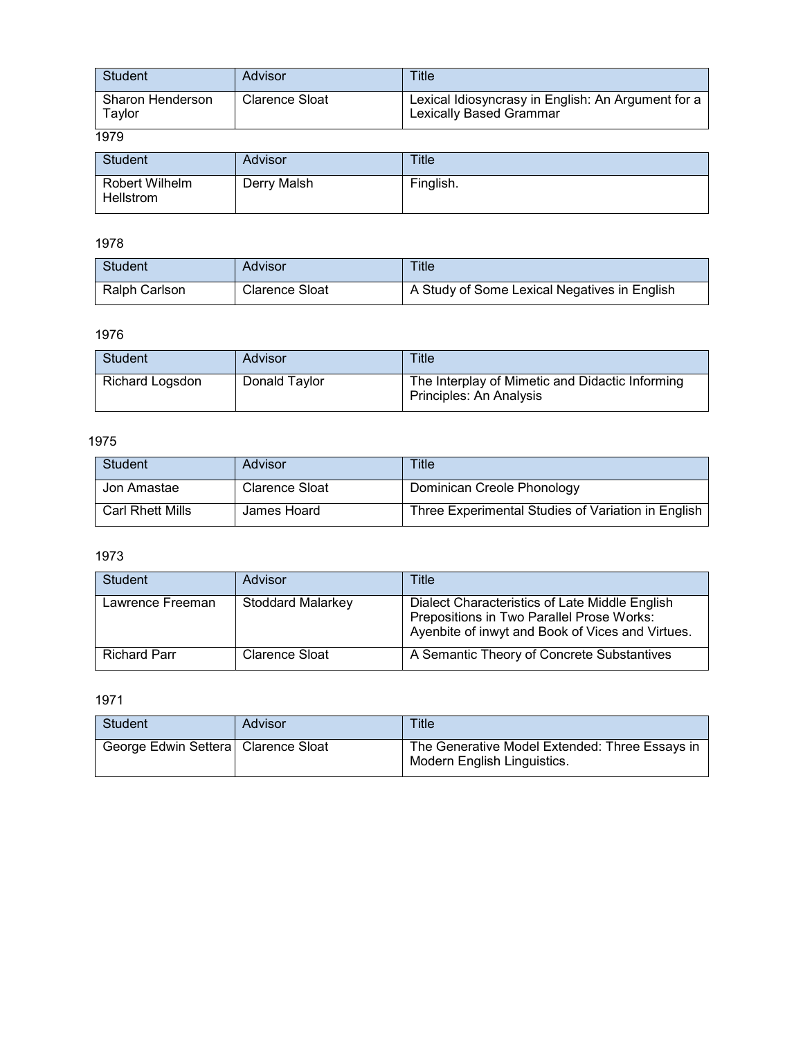| Student | Advisor | Title |
|---|---|---|
| Sharon Henderson Taylor | Clarence Sloat | Lexical Idiosyncrasy in English: An Argument for a Lexically Based Grammar |

1979

| Student | Advisor | Title |
|---|---|---|
| Robert Wilhelm Hellstrom | Derry Malsh | Finglish. |

1978

| Student | Advisor | Title |
|---|---|---|
| Ralph Carlson | Clarence Sloat | A Study of Some Lexical Negatives in English |

1976

| Student | Advisor | Title |
|---|---|---|
| Richard Logsdon | Donald Taylor | The Interplay of Mimetic and Didactic Informing Principles: An Analysis |

1975

| Student | Advisor | Title |
|---|---|---|
| Jon Amastae | Clarence Sloat | Dominican Creole Phonology |
| Carl Rhett Mills | James Hoard | Three Experimental Studies of Variation in English |

1973

| Student | Advisor | Title |
|---|---|---|
| Lawrence Freeman | Stoddard Malarkey | Dialect Characteristics of Late Middle English Prepositions in Two Parallel Prose Works: Ayenbite of inwyt and Book of Vices and Virtues. |
| Richard Parr | Clarence Sloat | A Semantic Theory of Concrete Substantives |

1971

| Student | Advisor | Title |
|---|---|---|
| George Edwin Settera | Clarence Sloat | The Generative Model Extended: Three Essays in Modern English Linguistics. |